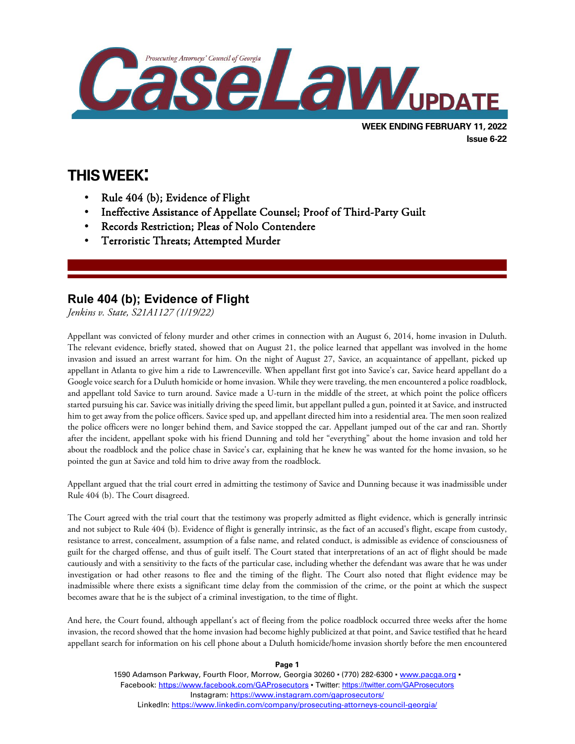# CaseLaw UPDATE

Prosecuting Attorneys' Council of Georgia

**WEEK ENDING FEBRUARY 11, 2022**
**Issue 6-22**

## THIS WEEK:

- Rule 404 (b); Evidence of Flight
- Ineffective Assistance of Appellate Counsel; Proof of Third-Party Guilt
- Records Restriction; Pleas of Nolo Contendere
- Terroristic Threats; Attempted Murder

## Rule 404 (b); Evidence of Flight

*Jenkins v. State, S21A1127 (1/19/22)*

Appellant was convicted of felony murder and other crimes in connection with an August 6, 2014, home invasion in Duluth. The relevant evidence, briefly stated, showed that on August 21, the police learned that appellant was involved in the home invasion and issued an arrest warrant for him. On the night of August 27, Savice, an acquaintance of appellant, picked up appellant in Atlanta to give him a ride to Lawrenceville. When appellant first got into Savice's car, Savice heard appellant do a Google voice search for a Duluth homicide or home invasion. While they were traveling, the men encountered a police roadblock, and appellant told Savice to turn around. Savice made a U-turn in the middle of the street, at which point the police officers started pursuing his car. Savice was initially driving the speed limit, but appellant pulled a gun, pointed it at Savice, and instructed him to get away from the police officers. Savice sped up, and appellant directed him into a residential area. The men soon realized the police officers were no longer behind them, and Savice stopped the car. Appellant jumped out of the car and ran. Shortly after the incident, appellant spoke with his friend Dunning and told her "everything" about the home invasion and told her about the roadblock and the police chase in Savice's car, explaining that he knew he was wanted for the home invasion, so he pointed the gun at Savice and told him to drive away from the roadblock.

Appellant argued that the trial court erred in admitting the testimony of Savice and Dunning because it was inadmissible under Rule 404 (b). The Court disagreed.

The Court agreed with the trial court that the testimony was properly admitted as flight evidence, which is generally intrinsic and not subject to Rule 404 (b). Evidence of flight is generally intrinsic, as the fact of an accused's flight, escape from custody, resistance to arrest, concealment, assumption of a false name, and related conduct, is admissible as evidence of consciousness of guilt for the charged offense, and thus of guilt itself. The Court stated that interpretations of an act of flight should be made cautiously and with a sensitivity to the facts of the particular case, including whether the defendant was aware that he was under investigation or had other reasons to flee and the timing of the flight. The Court also noted that flight evidence may be inadmissible where there exists a significant time delay from the commission of the crime, or the point at which the suspect becomes aware that he is the subject of a criminal investigation, to the time of flight.

And here, the Court found, although appellant's act of fleeing from the police roadblock occurred three weeks after the home invasion, the record showed that the home invasion had become highly publicized at that point, and Savice testified that he heard appellant search for information on his cell phone about a Duluth homicide/home invasion shortly before the men encountered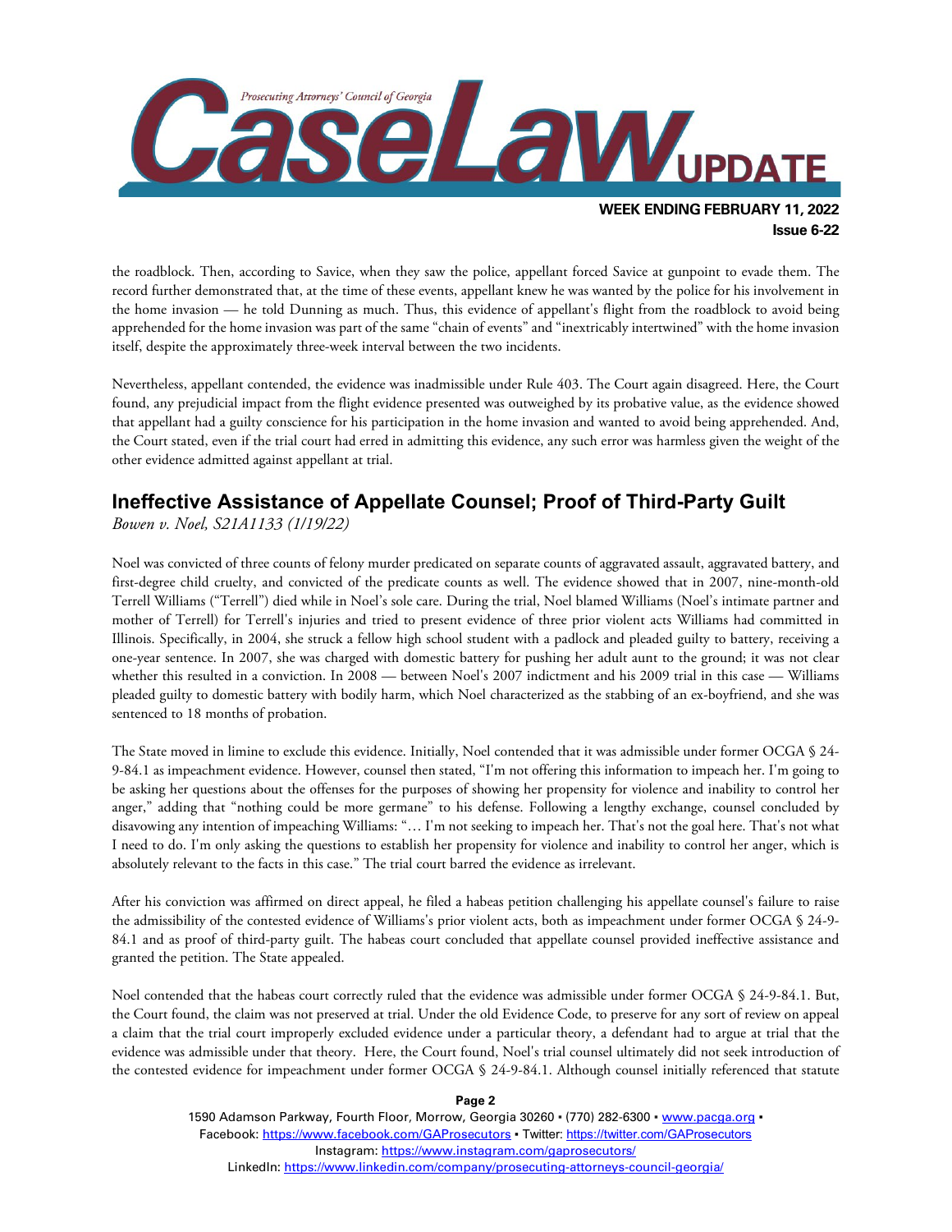the roadblock. Then, according to Savice, when they saw the police, appellant forced Savice at gunpoint to evade them. The record further demonstrated that, at the time of these events, appellant knew he was wanted by the police for his involvement in the home invasion — he told Dunning as much. Thus, this evidence of appellant's flight from the roadblock to avoid being apprehended for the home invasion was part of the same "chain of events" and "inextricably intertwined" with the home invasion itself, despite the approximately three-week interval between the two incidents.

Nevertheless, appellant contended, the evidence was inadmissible under Rule 403. The Court again disagreed. Here, the Court found, any prejudicial impact from the flight evidence presented was outweighed by its probative value, as the evidence showed that appellant had a guilty conscience for his participation in the home invasion and wanted to avoid being apprehended. And, the Court stated, even if the trial court had erred in admitting this evidence, any such error was harmless given the weight of the other evidence admitted against appellant at trial.

## Ineffective Assistance of Appellate Counsel; Proof of Third-Party Guilt

*Bowen v. Noel, S21A1133 (1/19/22)*

Noel was convicted of three counts of felony murder predicated on separate counts of aggravated assault, aggravated battery, and first-degree child cruelty, and convicted of the predicate counts as well. The evidence showed that in 2007, nine-month-old Terrell Williams ("Terrell") died while in Noel's sole care. During the trial, Noel blamed Williams (Noel's intimate partner and mother of Terrell) for Terrell's injuries and tried to present evidence of three prior violent acts Williams had committed in Illinois. Specifically, in 2004, she struck a fellow high school student with a padlock and pleaded guilty to battery, receiving a one-year sentence. In 2007, she was charged with domestic battery for pushing her adult aunt to the ground; it was not clear whether this resulted in a conviction. In 2008 — between Noel's 2007 indictment and his 2009 trial in this case — Williams pleaded guilty to domestic battery with bodily harm, which Noel characterized as the stabbing of an ex-boyfriend, and she was sentenced to 18 months of probation.

The State moved in limine to exclude this evidence. Initially, Noel contended that it was admissible under former OCGA § 24-9-84.1 as impeachment evidence. However, counsel then stated, "I'm not offering this information to impeach her. I'm going to be asking her questions about the offenses for the purposes of showing her propensity for violence and inability to control her anger," adding that "nothing could be more germane" to his defense. Following a lengthy exchange, counsel concluded by disavowing any intention of impeaching Williams: "… I'm not seeking to impeach her. That's not the goal here. That's not what I need to do. I'm only asking the questions to establish her propensity for violence and inability to control her anger, which is absolutely relevant to the facts in this case." The trial court barred the evidence as irrelevant.

After his conviction was affirmed on direct appeal, he filed a habeas petition challenging his appellate counsel's failure to raise the admissibility of the contested evidence of Williams's prior violent acts, both as impeachment under former OCGA § 24-9-84.1 and as proof of third-party guilt. The habeas court concluded that appellate counsel provided ineffective assistance and granted the petition. The State appealed.

Noel contended that the habeas court correctly ruled that the evidence was admissible under former OCGA § 24-9-84.1. But, the Court found, the claim was not preserved at trial. Under the old Evidence Code, to preserve for any sort of review on appeal a claim that the trial court improperly excluded evidence under a particular theory, a defendant had to argue at trial that the evidence was admissible under that theory. Here, the Court found, Noel's trial counsel ultimately did not seek introduction of the contested evidence for impeachment under former OCGA § 24-9-84.1. Although counsel initially referenced that statute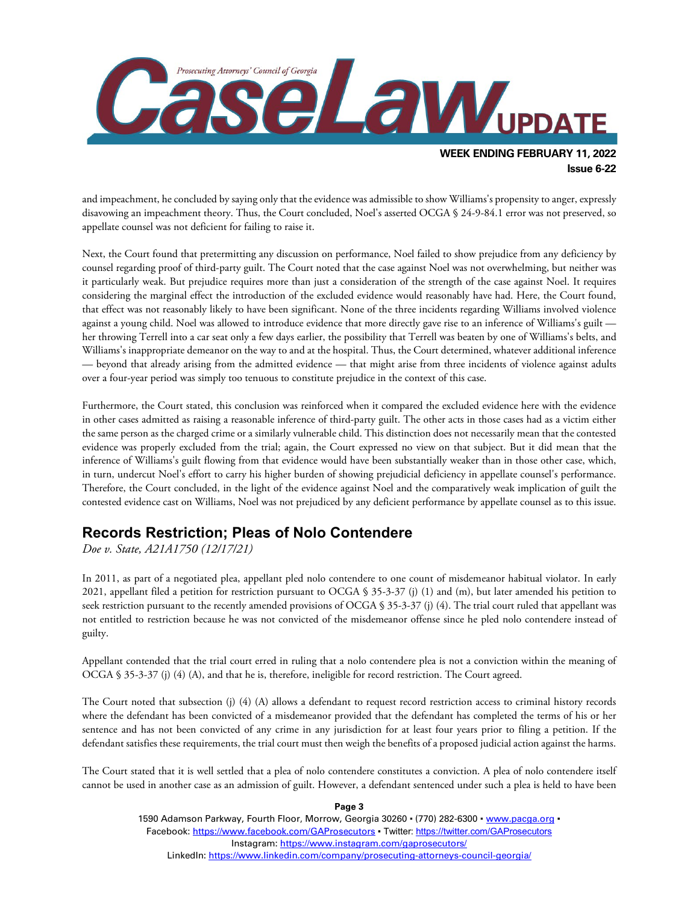and impeachment, he concluded by saying only that the evidence was admissible to show Williams's propensity to anger, expressly disavowing an impeachment theory. Thus, the Court concluded, Noel's asserted OCGA § 24-9-84.1 error was not preserved, so appellate counsel was not deficient for failing to raise it.

Next, the Court found that pretermitting any discussion on performance, Noel failed to show prejudice from any deficiency by counsel regarding proof of third-party guilt. The Court noted that the case against Noel was not overwhelming, but neither was it particularly weak. But prejudice requires more than just a consideration of the strength of the case against Noel. It requires considering the marginal effect the introduction of the excluded evidence would reasonably have had. Here, the Court found, that effect was not reasonably likely to have been significant. None of the three incidents regarding Williams involved violence against a young child. Noel was allowed to introduce evidence that more directly gave rise to an inference of Williams's guilt — her throwing Terrell into a car seat only a few days earlier, the possibility that Terrell was beaten by one of Williams's belts, and Williams's inappropriate demeanor on the way to and at the hospital. Thus, the Court determined, whatever additional inference — beyond that already arising from the admitted evidence — that might arise from three incidents of violence against adults over a four-year period was simply too tenuous to constitute prejudice in the context of this case.

Furthermore, the Court stated, this conclusion was reinforced when it compared the excluded evidence here with the evidence in other cases admitted as raising a reasonable inference of third-party guilt. The other acts in those cases had as a victim either the same person as the charged crime or a similarly vulnerable child. This distinction does not necessarily mean that the contested evidence was properly excluded from the trial; again, the Court expressed no view on that subject. But it did mean that the inference of Williams's guilt flowing from that evidence would have been substantially weaker than in those other case, which, in turn, undercut Noel's effort to carry his higher burden of showing prejudicial deficiency in appellate counsel's performance. Therefore, the Court concluded, in the light of the evidence against Noel and the comparatively weak implication of guilt the contested evidence cast on Williams, Noel was not prejudiced by any deficient performance by appellate counsel as to this issue.

## Records Restriction; Pleas of Nolo Contendere

*Doe v. State, A21A1750 (12/17/21)*

In 2011, as part of a negotiated plea, appellant pled nolo contendere to one count of misdemeanor habitual violator. In early 2021, appellant filed a petition for restriction pursuant to OCGA § 35-3-37 (j) (1) and (m), but later amended his petition to seek restriction pursuant to the recently amended provisions of OCGA § 35-3-37 (j) (4). The trial court ruled that appellant was not entitled to restriction because he was not convicted of the misdemeanor offense since he pled nolo contendere instead of guilty.

Appellant contended that the trial court erred in ruling that a nolo contendere plea is not a conviction within the meaning of OCGA § 35-3-37 (j) (4) (A), and that he is, therefore, ineligible for record restriction. The Court agreed.

The Court noted that subsection (j) (4) (A) allows a defendant to request record restriction access to criminal history records where the defendant has been convicted of a misdemeanor provided that the defendant has completed the terms of his or her sentence and has not been convicted of any crime in any jurisdiction for at least four years prior to filing a petition. If the defendant satisfies these requirements, the trial court must then weigh the benefits of a proposed judicial action against the harms.

The Court stated that it is well settled that a plea of nolo contendere constitutes a conviction. A plea of nolo contendere itself cannot be used in another case as an admission of guilt. However, a defendant sentenced under such a plea is held to have been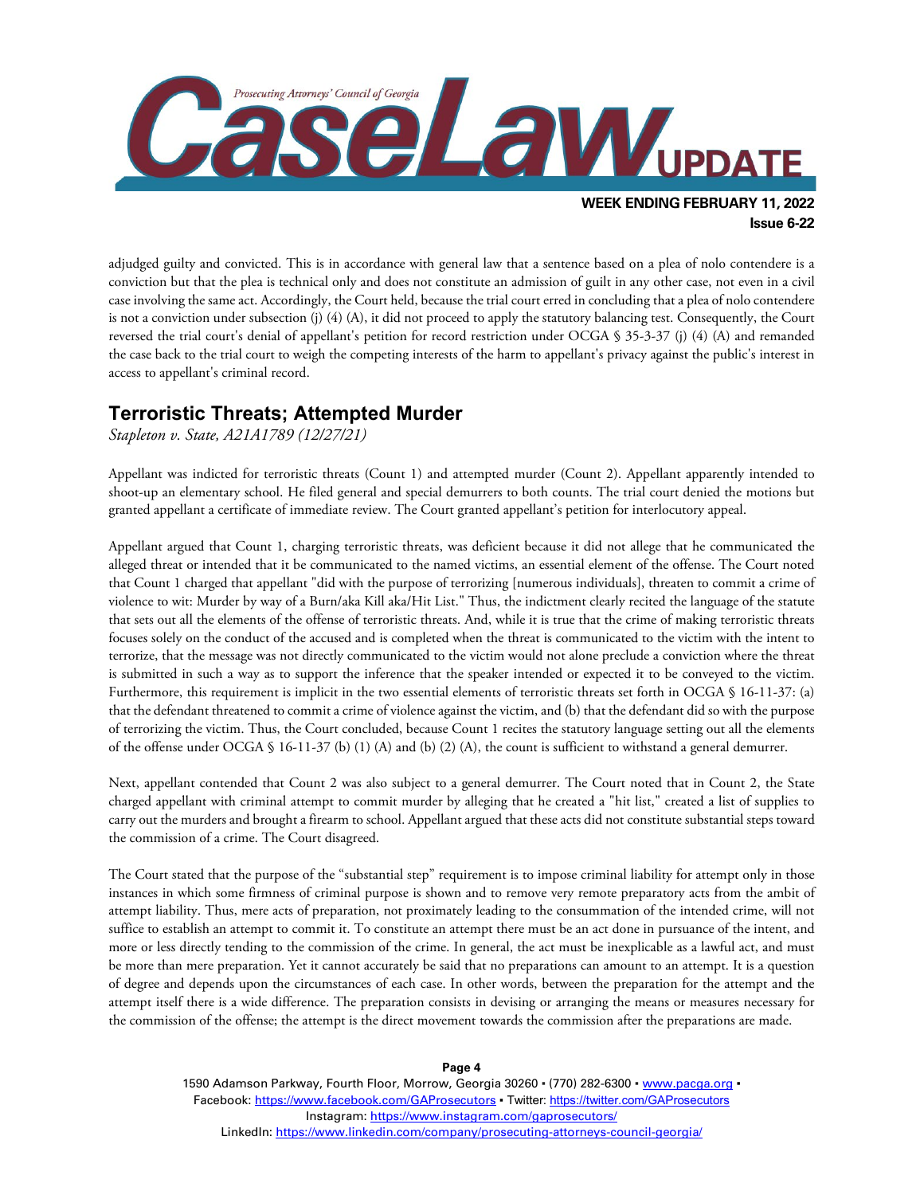adjudged guilty and convicted. This is in accordance with general law that a sentence based on a plea of nolo contendere is a conviction but that the plea is technical only and does not constitute an admission of guilt in any other case, not even in a civil case involving the same act. Accordingly, the Court held, because the trial court erred in concluding that a plea of nolo contendere is not a conviction under subsection (j) (4) (A), it did not proceed to apply the statutory balancing test. Consequently, the Court reversed the trial court's denial of appellant's petition for record restriction under OCGA § 35-3-37 (j) (4) (A) and remanded the case back to the trial court to weigh the competing interests of the harm to appellant's privacy against the public's interest in access to appellant's criminal record.

## Terroristic Threats; Attempted Murder

*Stapleton v. State, A21A1789 (12/27/21)*

Appellant was indicted for terroristic threats (Count 1) and attempted murder (Count 2). Appellant apparently intended to shoot-up an elementary school. He filed general and special demurrers to both counts. The trial court denied the motions but granted appellant a certificate of immediate review. The Court granted appellant's petition for interlocutory appeal.

Appellant argued that Count 1, charging terroristic threats, was deficient because it did not allege that he communicated the alleged threat or intended that it be communicated to the named victims, an essential element of the offense. The Court noted that Count 1 charged that appellant "did with the purpose of terrorizing [numerous individuals], threaten to commit a crime of violence to wit: Murder by way of a Burn/aka Kill aka/Hit List." Thus, the indictment clearly recited the language of the statute that sets out all the elements of the offense of terroristic threats. And, while it is true that the crime of making terroristic threats focuses solely on the conduct of the accused and is completed when the threat is communicated to the victim with the intent to terrorize, that the message was not directly communicated to the victim would not alone preclude a conviction where the threat is submitted in such a way as to support the inference that the speaker intended or expected it to be conveyed to the victim. Furthermore, this requirement is implicit in the two essential elements of terroristic threats set forth in OCGA § 16-11-37: (a) that the defendant threatened to commit a crime of violence against the victim, and (b) that the defendant did so with the purpose of terrorizing the victim. Thus, the Court concluded, because Count 1 recites the statutory language setting out all the elements of the offense under OCGA § 16-11-37 (b) (1) (A) and (b) (2) (A), the count is sufficient to withstand a general demurrer.

Next, appellant contended that Count 2 was also subject to a general demurrer. The Court noted that in Count 2, the State charged appellant with criminal attempt to commit murder by alleging that he created a "hit list," created a list of supplies to carry out the murders and brought a firearm to school. Appellant argued that these acts did not constitute substantial steps toward the commission of a crime. The Court disagreed.

The Court stated that the purpose of the "substantial step" requirement is to impose criminal liability for attempt only in those instances in which some firmness of criminal purpose is shown and to remove very remote preparatory acts from the ambit of attempt liability. Thus, mere acts of preparation, not proximately leading to the consummation of the intended crime, will not suffice to establish an attempt to commit it. To constitute an attempt there must be an act done in pursuance of the intent, and more or less directly tending to the commission of the crime. In general, the act must be inexplicable as a lawful act, and must be more than mere preparation. Yet it cannot accurately be said that no preparations can amount to an attempt. It is a question of degree and depends upon the circumstances of each case. In other words, between the preparation for the attempt and the attempt itself there is a wide difference. The preparation consists in devising or arranging the means or measures necessary for the commission of the offense; the attempt is the direct movement towards the commission after the preparations are made.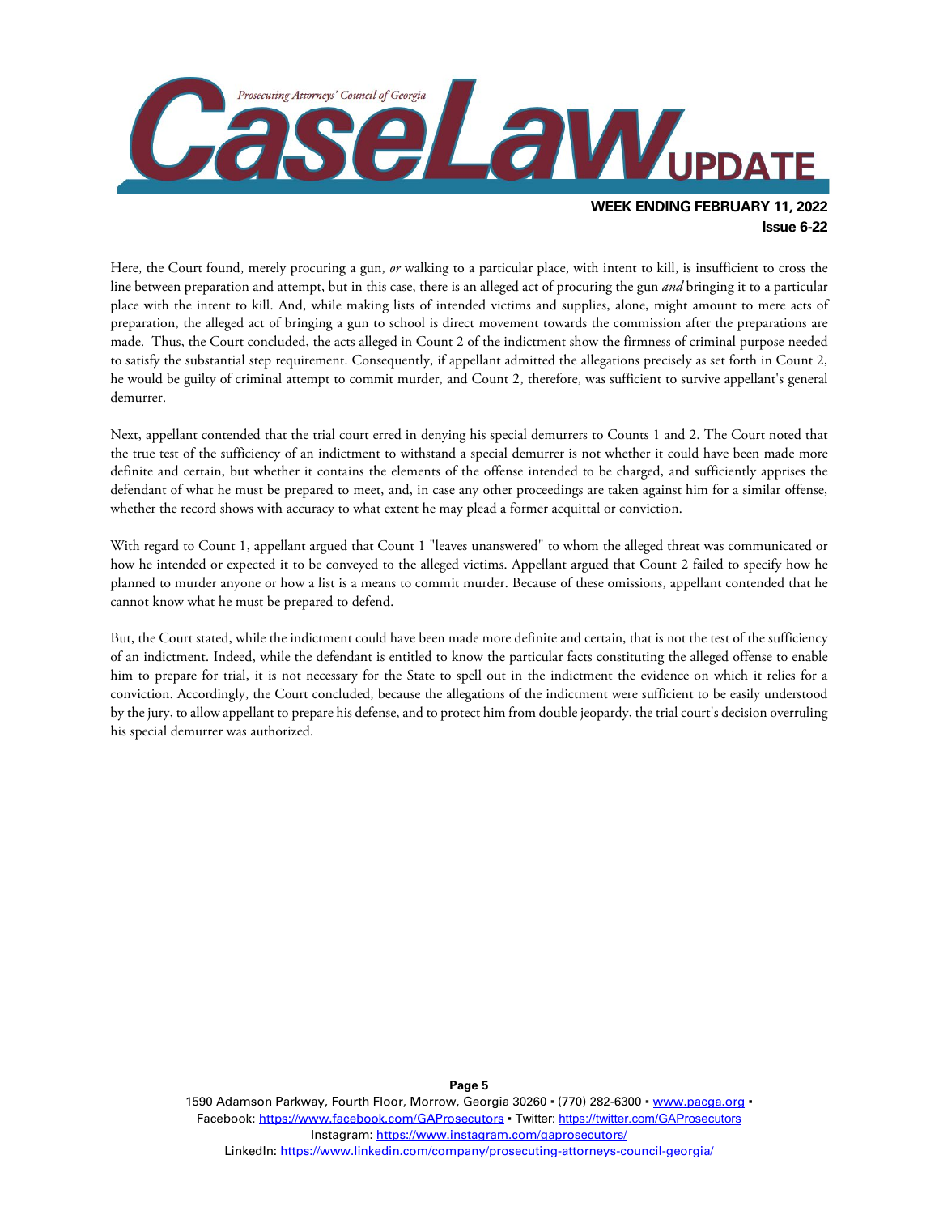Here, the Court found, merely procuring a gun, *or* walking to a particular place, with intent to kill, is insufficient to cross the line between preparation and attempt, but in this case, there is an alleged act of procuring the gun *and* bringing it to a particular place with the intent to kill. And, while making lists of intended victims and supplies, alone, might amount to mere acts of preparation, the alleged act of bringing a gun to school is direct movement towards the commission after the preparations are made. Thus, the Court concluded, the acts alleged in Count 2 of the indictment show the firmness of criminal purpose needed to satisfy the substantial step requirement. Consequently, if appellant admitted the allegations precisely as set forth in Count 2, he would be guilty of criminal attempt to commit murder, and Count 2, therefore, was sufficient to survive appellant's general demurrer.

Next, appellant contended that the trial court erred in denying his special demurrers to Counts 1 and 2. The Court noted that the true test of the sufficiency of an indictment to withstand a special demurrer is not whether it could have been made more definite and certain, but whether it contains the elements of the offense intended to be charged, and sufficiently apprises the defendant of what he must be prepared to meet, and, in case any other proceedings are taken against him for a similar offense, whether the record shows with accuracy to what extent he may plead a former acquittal or conviction.

With regard to Count 1, appellant argued that Count 1 "leaves unanswered" to whom the alleged threat was communicated or how he intended or expected it to be conveyed to the alleged victims. Appellant argued that Count 2 failed to specify how he planned to murder anyone or how a list is a means to commit murder. Because of these omissions, appellant contended that he cannot know what he must be prepared to defend.

But, the Court stated, while the indictment could have been made more definite and certain, that is not the test of the sufficiency of an indictment. Indeed, while the defendant is entitled to know the particular facts constituting the alleged offense to enable him to prepare for trial, it is not necessary for the State to spell out in the indictment the evidence on which it relies for a conviction. Accordingly, the Court concluded, because the allegations of the indictment were sufficient to be easily understood by the jury, to allow appellant to prepare his defense, and to protect him from double jeopardy, the trial court's decision overruling his special demurrer was authorized.